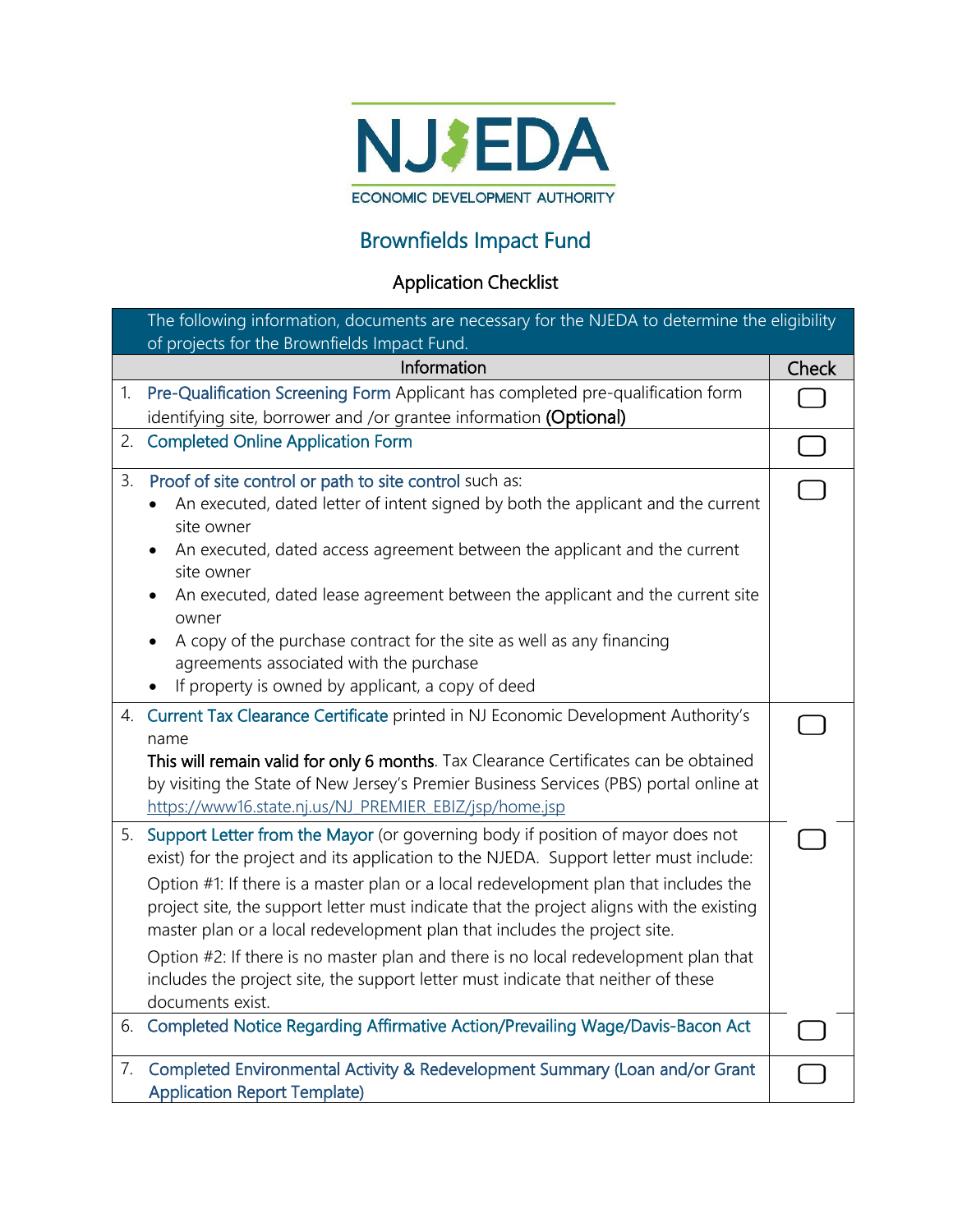NJEDA

ECONOMIC DEVELOPMENT AUTHORITY

# Brownfields Impact Fund

## Application Checklist

| The following information, documents are necessary for the NJEDA to determine the eligibility of projects for the Brownfields Impact Fund. | |
|---|---|
| Information | Check |
| 1. Pre-Qualification Screening Form Applicant has completed pre-qualification form identifying site, borrower and /or grantee information **(Optional)** | ☐ |
| 2. Completed Online Application Form | ☐ |
| 3. Proof of site control or path to site control such as:<br>• An executed, dated letter of intent signed by both the applicant and the current site owner<br>• An executed, dated access agreement between the applicant and the current site owner<br>• An executed, dated lease agreement between the applicant and the current site owner<br>• A copy of the purchase contract for the site as well as any financing agreements associated with the purchase<br>• If property is owned by applicant, a copy of deed | ☐ |
| 4. Current Tax Clearance Certificate printed in NJ Economic Development Authority's name<br>**This will remain valid for only 6 months**. Tax Clearance Certificates can be obtained by visiting the State of New Jersey's Premier Business Services (PBS) portal online at https://www16.state.nj.us/NJ_PREMIER_EBIZ/jsp/home.jsp | ☐ |
| 5. Support Letter from the Mayor (or governing body if position of mayor does not exist) for the project and its application to the NJEDA. Support letter must include:<br>Option #1: If there is a master plan or a local redevelopment plan that includes the project site, the support letter must indicate that the project aligns with the existing master plan or a local redevelopment plan that includes the project site.<br>Option #2: If there is no master plan and there is no local redevelopment plan that includes the project site, the support letter must indicate that neither of these documents exist. | ☐ |
| 6. Completed Notice Regarding Affirmative Action/Prevailing Wage/Davis-Bacon Act | ☐ |
| 7. Completed Environmental Activity & Redevelopment Summary (Loan and/or Grant Application Report Template) | ☐ |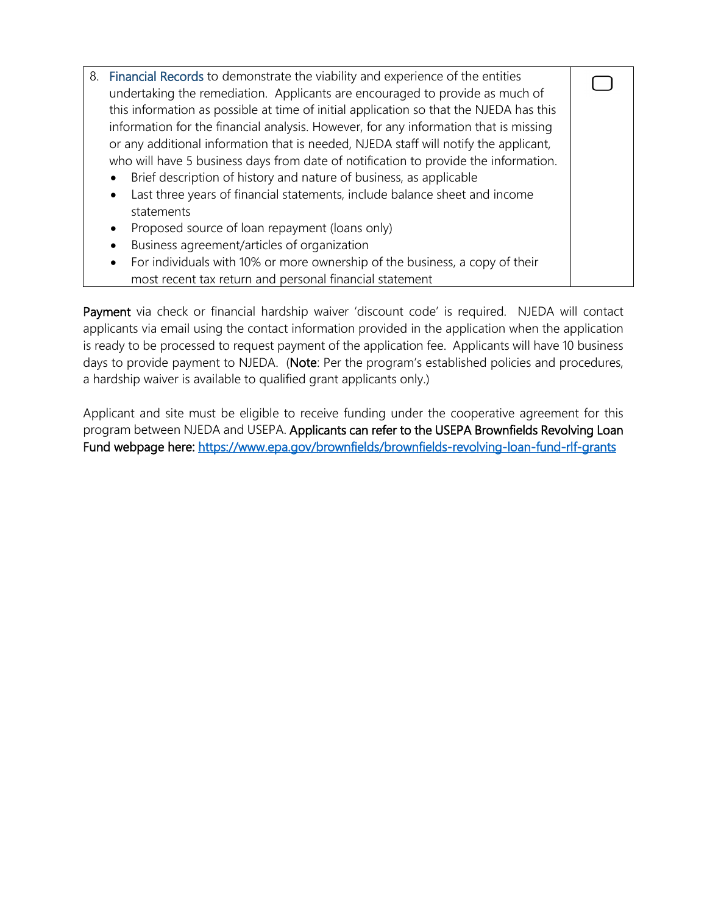| | |
|---|---|
| 8. **Financial Records** to demonstrate the viability and experience of the entities undertaking the remediation. Applicants are encouraged to provide as much of this information as possible at time of initial application so that the NJEDA has this information for the financial analysis. However, for any information that is missing or any additional information that is needed, NJEDA staff will notify the applicant, who will have 5 business days from date of notification to provide the information.<br>• Brief description of history and nature of business, as applicable<br>• Last three years of financial statements, include balance sheet and income statements<br>• Proposed source of loan repayment (loans only)<br>• Business agreement/articles of organization<br>• For individuals with 10% or more ownership of the business, a copy of their most recent tax return and personal financial statement | ☐ |

**Payment** via check or financial hardship waiver 'discount code' is required. NJEDA will contact applicants via email using the contact information provided in the application when the application is ready to be processed to request payment of the application fee. Applicants will have 10 business days to provide payment to NJEDA. (**Note**: Per the program's established policies and procedures, a hardship waiver is available to qualified grant applicants only.)

Applicant and site must be eligible to receive funding under the cooperative agreement for this program between NJEDA and USEPA. **Applicants can refer to the USEPA Brownfields Revolving Loan Fund webpage here:** [https://www.epa.gov/brownfields/brownfields-revolving-loan-fund-rlf-grants](https://www.epa.gov/brownfields/brownfields-revolving-loan-fund-rlf-grants)